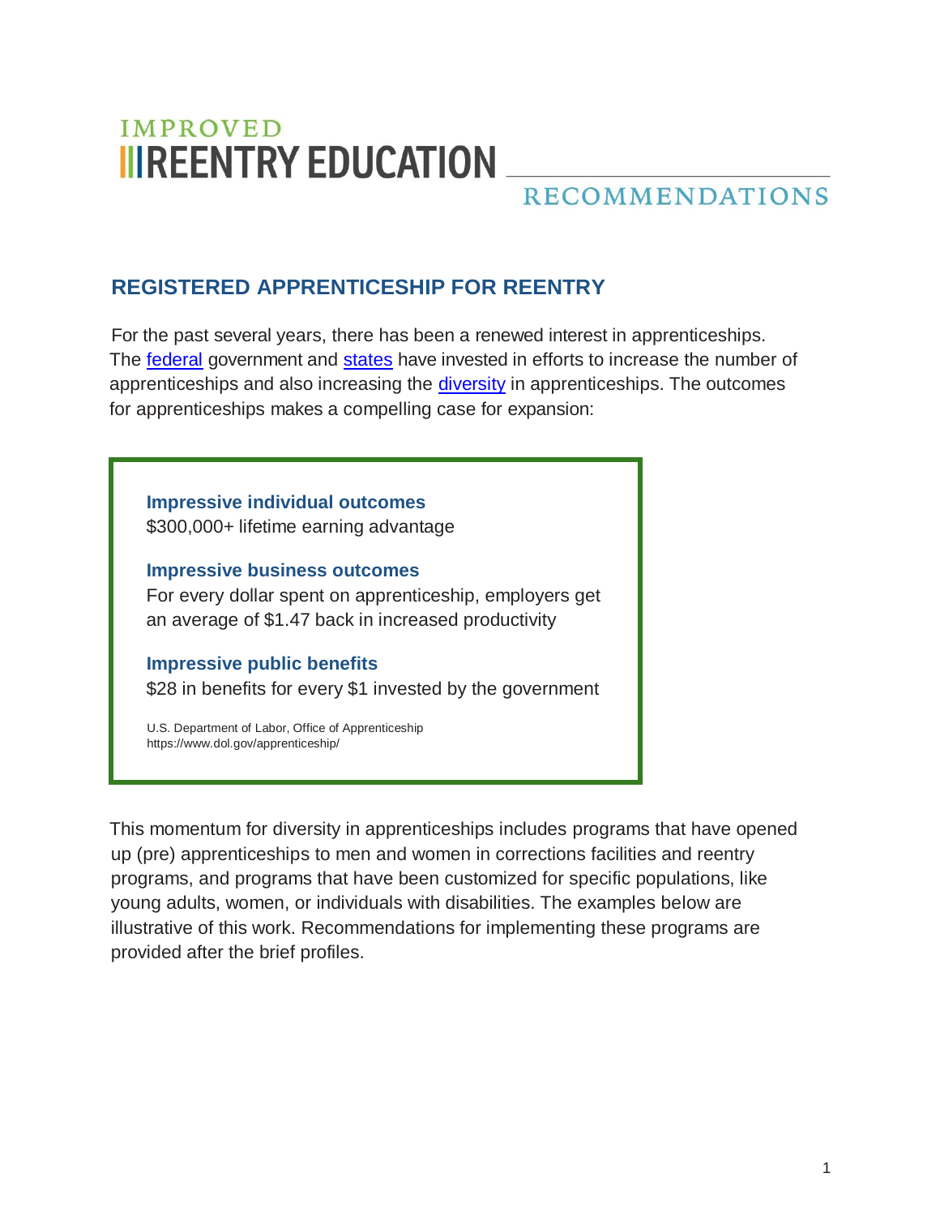# IMPROVED REENTRY EDUCATION

## RECOMMENDATIONS

## REGISTERED APPRENTICESHIP FOR REENTRY

For the past several years, there has been a renewed interest in apprenticeships. The federal government and states have invested in efforts to increase the number of apprenticeships and also increasing the diversity in apprenticeships. The outcomes for apprenticeships makes a compelling case for expansion:

> **Impressive individual outcomes**
> $300,000+ lifetime earning advantage
>
> **Impressive business outcomes**
> For every dollar spent on apprenticeship, employers get an average of $1.47 back in increased productivity
>
> **Impressive public benefits**
> $28 in benefits for every $1 invested by the government
>
> U.S. Department of Labor, Office of Apprenticeship
> https://www.dol.gov/apprenticeship/

This momentum for diversity in apprenticeships includes programs that have opened up (pre) apprenticeships to men and women in corrections facilities and reentry programs, and programs that have been customized for specific populations, like young adults, women, or individuals with disabilities. The examples below are illustrative of this work. Recommendations for implementing these programs are provided after the brief profiles.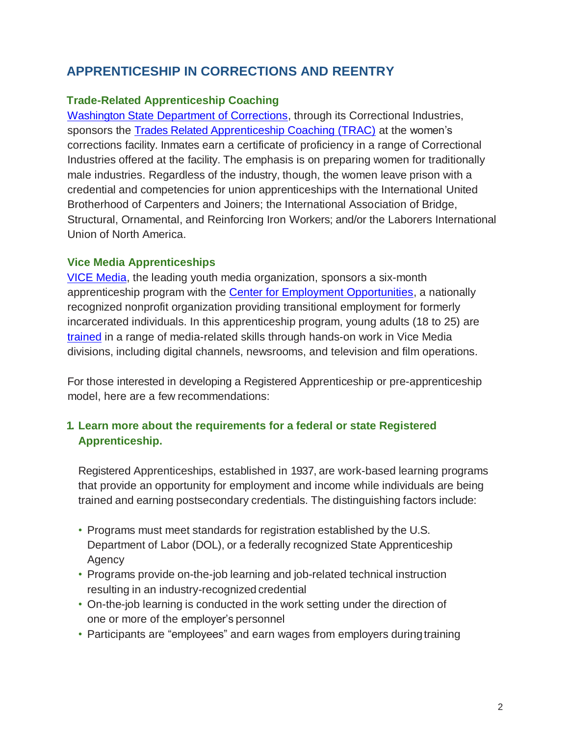## APPRENTICESHIP IN CORRECTIONS AND REENTRY

### Trade-Related Apprenticeship Coaching

Washington State Department of Corrections, through its Correctional Industries, sponsors the Trades Related Apprenticeship Coaching (TRAC) at the women's corrections facility. Inmates earn a certificate of proficiency in a range of Correctional Industries offered at the facility. The emphasis is on preparing women for traditionally male industries. Regardless of the industry, though, the women leave prison with a credential and competencies for union apprenticeships with the International United Brotherhood of Carpenters and Joiners; the International Association of Bridge, Structural, Ornamental, and Reinforcing Iron Workers; and/or the Laborers International Union of North America.

### Vice Media Apprenticeships

VICE Media, the leading youth media organization, sponsors a six-month apprenticeship program with the Center for Employment Opportunities, a nationally recognized nonprofit organization providing transitional employment for formerly incarcerated individuals. In this apprenticeship program, young adults (18 to 25) are trained in a range of media-related skills through hands-on work in Vice Media divisions, including digital channels, newsrooms, and television and film operations.

For those interested in developing a Registered Apprenticeship or pre-apprenticeship model, here are a few recommendations:

1. **Learn more about the requirements for a federal or state Registered Apprenticeship.**

   Registered Apprenticeships, established in 1937, are work-based learning programs that provide an opportunity for employment and income while individuals are being trained and earning postsecondary credentials. The distinguishing factors include:

   - Programs must meet standards for registration established by the U.S. Department of Labor (DOL), or a federally recognized State Apprenticeship Agency
   - Programs provide on-the-job learning and job-related technical instruction resulting in an industry-recognized credential
   - On-the-job learning is conducted in the work setting under the direction of one or more of the employer's personnel
   - Participants are "employees" and earn wages from employers during training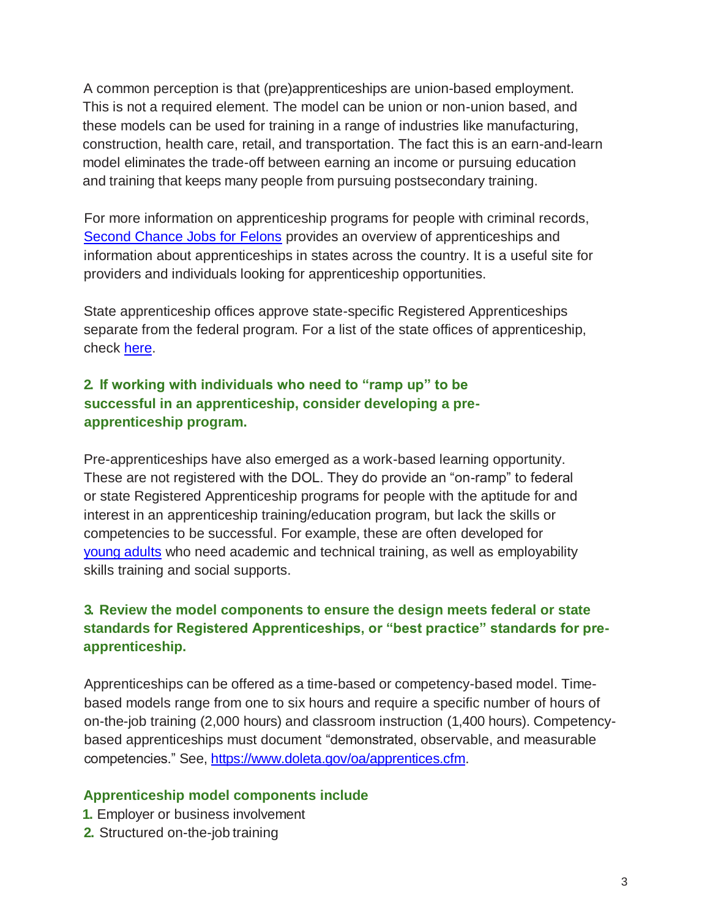A common perception is that (pre)apprenticeships are union-based employment. This is not a required element. The model can be union or non-union based, and these models can be used for training in a range of industries like manufacturing, construction, health care, retail, and transportation. The fact this is an earn-and-learn model eliminates the trade-off between earning an income or pursuing education and training that keeps many people from pursuing postsecondary training.

For more information on apprenticeship programs for people with criminal records, [Second Chance Jobs for Felons] provides an overview of apprenticeships and information about apprenticeships in states across the country. It is a useful site for providers and individuals looking for apprenticeship opportunities.

State apprenticeship offices approve state-specific Registered Apprenticeships separate from the federal program. For a list of the state offices of apprenticeship, check [here].

### 2. If working with individuals who need to "ramp up" to be successful in an apprenticeship, consider developing a pre-apprenticeship program.

Pre-apprenticeships have also emerged as a work-based learning opportunity. These are not registered with the DOL. They do provide an "on-ramp" to federal or state Registered Apprenticeship programs for people with the aptitude for and interest in an apprenticeship training/education program, but lack the skills or competencies to be successful. For example, these are often developed for [young adults] who need academic and technical training, as well as employability skills training and social supports.

### 3. Review the model components to ensure the design meets federal or state standards for Registered Apprenticeships, or "best practice" standards for pre-apprenticeship.

Apprenticeships can be offered as a time-based or competency-based model. Time-based models range from one to six hours and require a specific number of hours of on-the-job training (2,000 hours) and classroom instruction (1,400 hours). Competency-based apprenticeships must document "demonstrated, observable, and measurable competencies." See, https://www.doleta.gov/oa/apprentices.cfm.

#### Apprenticeship model components include

1. Employer or business involvement
2. Structured on-the-job training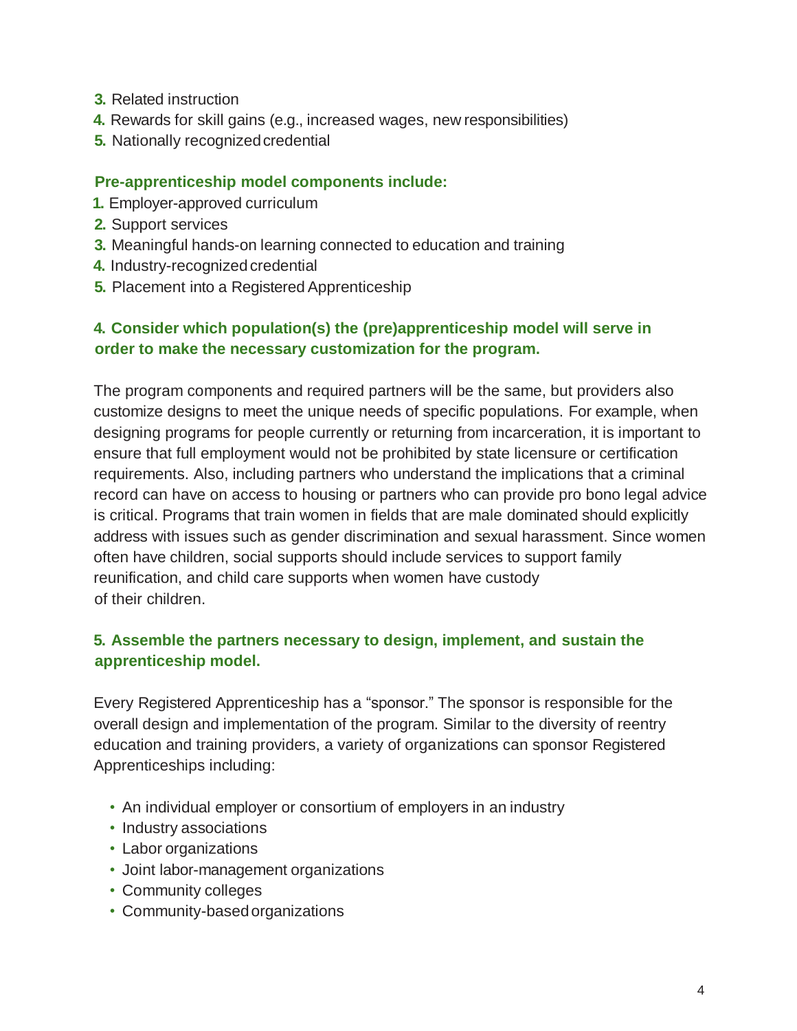3. Related instruction
4. Rewards for skill gains (e.g., increased wages, new responsibilities)
5. Nationally recognized credential

**Pre-apprenticeship model components include:**

1. Employer-approved curriculum
2. Support services
3. Meaningful hands-on learning connected to education and training
4. Industry-recognized credential
5. Placement into a Registered Apprenticeship

### 4. Consider which population(s) the (pre)apprenticeship model will serve in order to make the necessary customization for the program.

The program components and required partners will be the same, but providers also customize designs to meet the unique needs of specific populations. For example, when designing programs for people currently or returning from incarceration, it is important to ensure that full employment would not be prohibited by state licensure or certification requirements. Also, including partners who understand the implications that a criminal record can have on access to housing or partners who can provide pro bono legal advice is critical. Programs that train women in fields that are male dominated should explicitly address with issues such as gender discrimination and sexual harassment. Since women often have children, social supports should include services to support family reunification, and child care supports when women have custody of their children.

### 5. Assemble the partners necessary to design, implement, and sustain the apprenticeship model.

Every Registered Apprenticeship has a "sponsor." The sponsor is responsible for the overall design and implementation of the program. Similar to the diversity of reentry education and training providers, a variety of organizations can sponsor Registered Apprenticeships including:

- An individual employer or consortium of employers in an industry
- Industry associations
- Labor organizations
- Joint labor-management organizations
- Community colleges
- Community-based organizations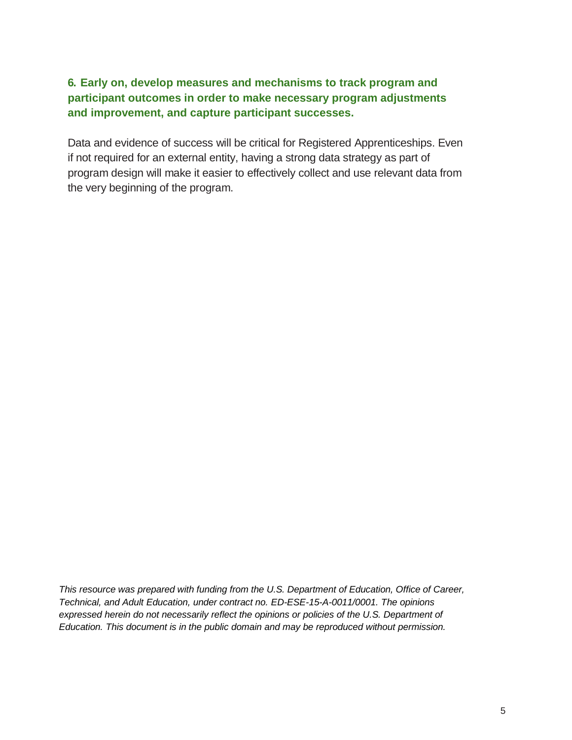### 6. Early on, develop measures and mechanisms to track program and participant outcomes in order to make necessary program adjustments and improvement, and capture participant successes.

Data and evidence of success will be critical for Registered Apprenticeships. Even if not required for an external entity, having a strong data strategy as part of program design will make it easier to effectively collect and use relevant data from the very beginning of the program.

*This resource was prepared with funding from the U.S. Department of Education, Office of Career, Technical, and Adult Education, under contract no. ED-ESE-15-A-0011/0001. The opinions expressed herein do not necessarily reflect the opinions or policies of the U.S. Department of Education. This document is in the public domain and may be reproduced without permission.*